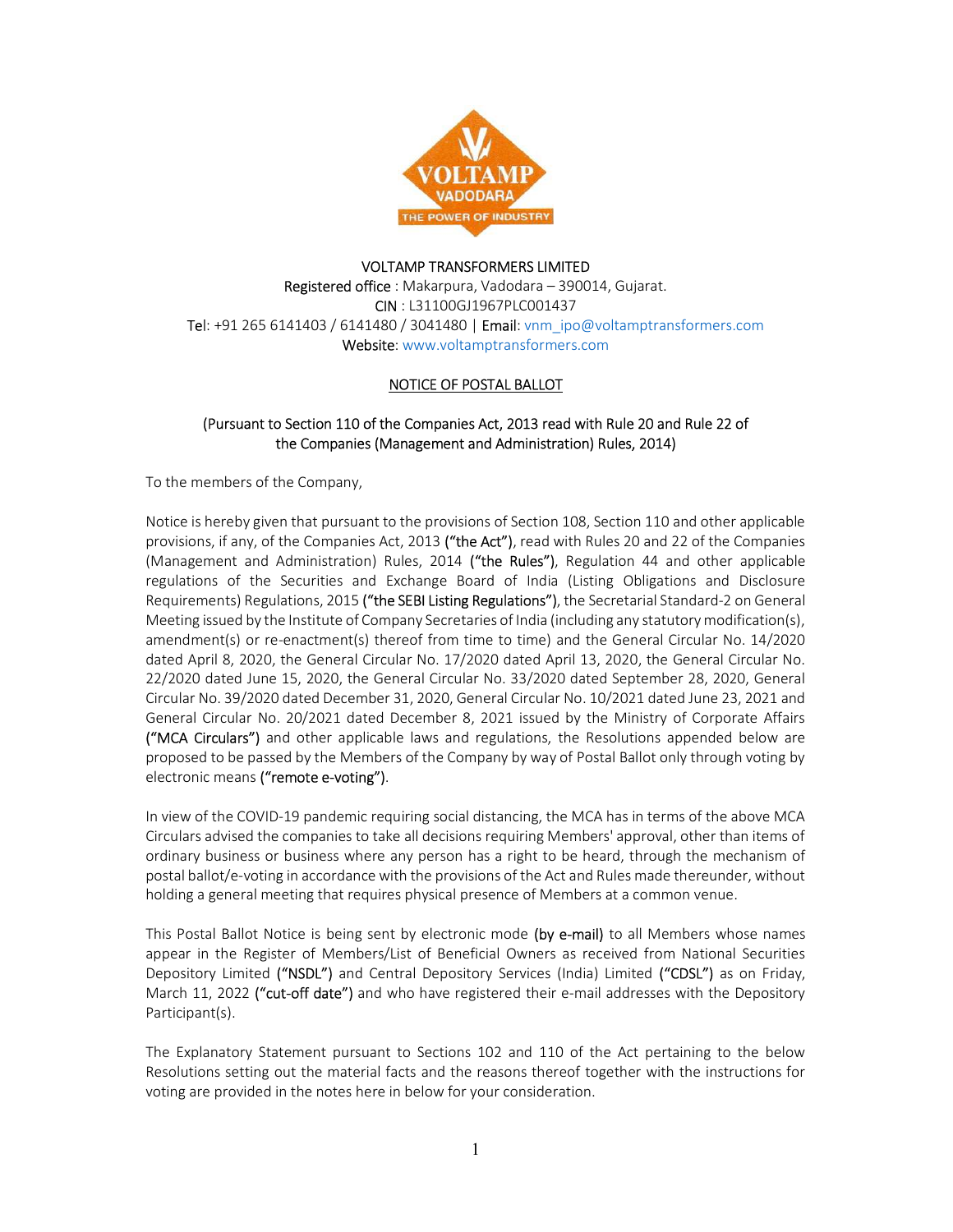VOLTAMP TRANSFORMERS LIMITED
Registered office : Makarpura, Vadodara – 390014, Gujarat.
CIN : L31100GJ1967PLC001437
Tel: +91 265 6141403 / 6141480 / 3041480 | Email: vnm_ipo@voltamptransformers.com
Website: www.voltamptransformers.com

## NOTICE OF POSTAL BALLOT

(Pursuant to Section 110 of the Companies Act, 2013 read with Rule 20 and Rule 22 of the Companies (Management and Administration) Rules, 2014)

To the members of the Company,

Notice is hereby given that pursuant to the provisions of Section 108, Section 110 and other applicable provisions, if any, of the Companies Act, 2013 **("the Act")**, read with Rules 20 and 22 of the Companies (Management and Administration) Rules, 2014 **("the Rules")**, Regulation 44 and other applicable regulations of the Securities and Exchange Board of India (Listing Obligations and Disclosure Requirements) Regulations, 2015 **("the SEBI Listing Regulations")**, the Secretarial Standard-2 on General Meeting issued by the Institute of Company Secretaries of India (including any statutory modification(s), amendment(s) or re-enactment(s) thereof from time to time) and the General Circular No. 14/2020 dated April 8, 2020, the General Circular No. 17/2020 dated April 13, 2020, the General Circular No. 22/2020 dated June 15, 2020, the General Circular No. 33/2020 dated September 28, 2020, General Circular No. 39/2020 dated December 31, 2020, General Circular No. 10/2021 dated June 23, 2021 and General Circular No. 20/2021 dated December 8, 2021 issued by the Ministry of Corporate Affairs **("MCA Circulars")** and other applicable laws and regulations, the Resolutions appended below are proposed to be passed by the Members of the Company by way of Postal Ballot only through voting by electronic means **("remote e-voting")**.

In view of the COVID-19 pandemic requiring social distancing, the MCA has in terms of the above MCA Circulars advised the companies to take all decisions requiring Members' approval, other than items of ordinary business or business where any person has a right to be heard, through the mechanism of postal ballot/e-voting in accordance with the provisions of the Act and Rules made thereunder, without holding a general meeting that requires physical presence of Members at a common venue.

This Postal Ballot Notice is being sent by electronic mode **(by e-mail)** to all Members whose names appear in the Register of Members/List of Beneficial Owners as received from National Securities Depository Limited **("NSDL")** and Central Depository Services (India) Limited **("CDSL")** as on Friday, March 11, 2022 **("cut-off date")** and who have registered their e-mail addresses with the Depository Participant(s).

The Explanatory Statement pursuant to Sections 102 and 110 of the Act pertaining to the below Resolutions setting out the material facts and the reasons thereof together with the instructions for voting are provided in the notes here in below for your consideration.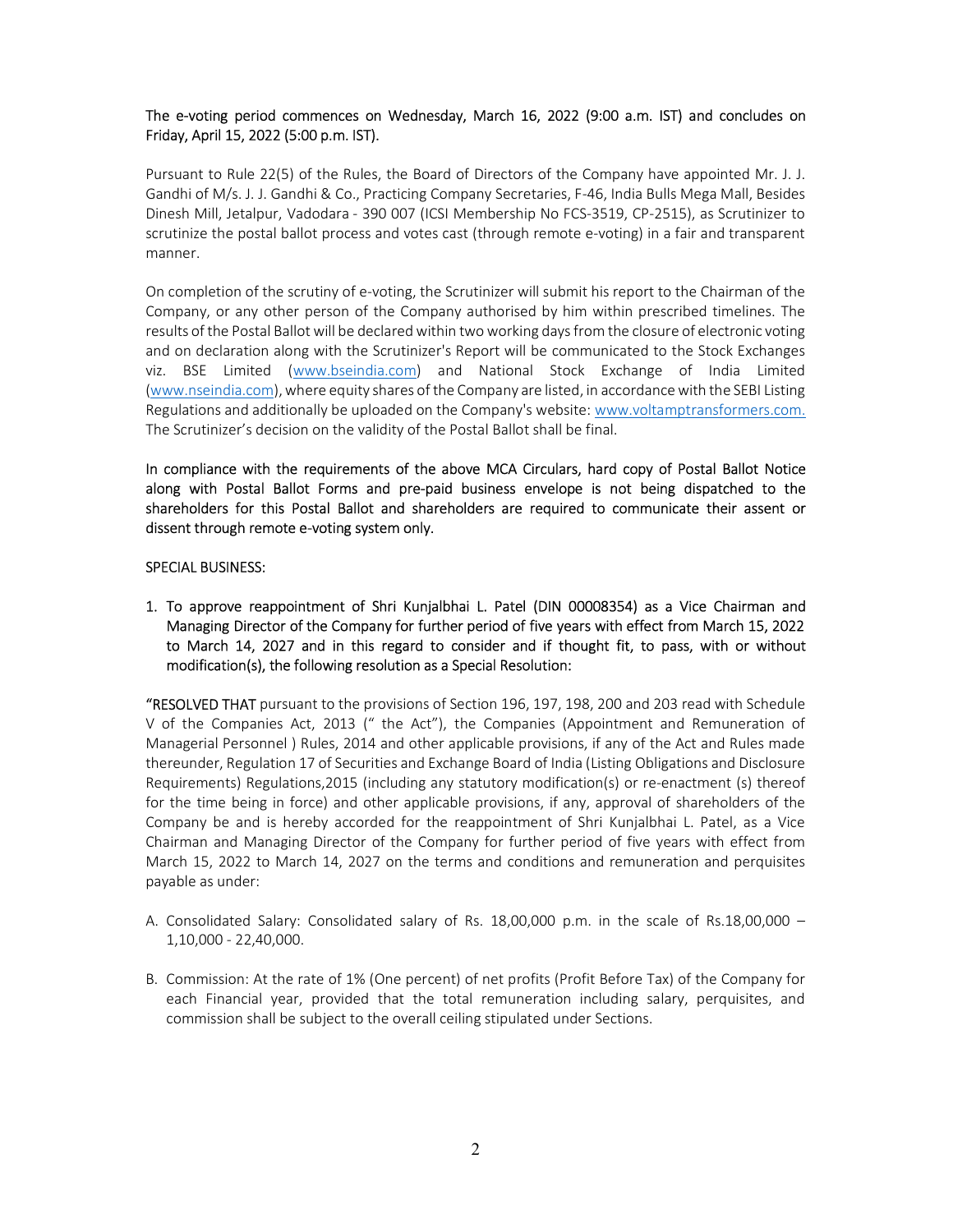The e-voting period commences on Wednesday, March 16, 2022 (9:00 a.m. IST) and concludes on Friday, April 15, 2022 (5:00 p.m. IST).

Pursuant to Rule 22(5) of the Rules, the Board of Directors of the Company have appointed Mr. J. J. Gandhi of M/s. J. J. Gandhi & Co., Practicing Company Secretaries, F-46, India Bulls Mega Mall, Besides Dinesh Mill, Jetalpur, Vadodara - 390 007 (ICSI Membership No FCS-3519, CP-2515), as Scrutinizer to scrutinize the postal ballot process and votes cast (through remote e-voting) in a fair and transparent manner.

On completion of the scrutiny of e-voting, the Scrutinizer will submit his report to the Chairman of the Company, or any other person of the Company authorised by him within prescribed timelines. The results of the Postal Ballot will be declared within two working days from the closure of electronic voting and on declaration along with the Scrutinizer's Report will be communicated to the Stock Exchanges viz. BSE Limited (www.bseindia.com) and National Stock Exchange of India Limited (www.nseindia.com), where equity shares of the Company are listed, in accordance with the SEBI Listing Regulations and additionally be uploaded on the Company's website: www.voltamptransformers.com. The Scrutinizer's decision on the validity of the Postal Ballot shall be final.

In compliance with the requirements of the above MCA Circulars, hard copy of Postal Ballot Notice along with Postal Ballot Forms and pre-paid business envelope is not being dispatched to the shareholders for this Postal Ballot and shareholders are required to communicate their assent or dissent through remote e-voting system only.

SPECIAL BUSINESS:

1. To approve reappointment of Shri Kunjalbhai L. Patel (DIN 00008354) as a Vice Chairman and Managing Director of the Company for further period of five years with effect from March 15, 2022 to March 14, 2027 and in this regard to consider and if thought fit, to pass, with or without modification(s), the following resolution as a Special Resolution:

"RESOLVED THAT pursuant to the provisions of Section 196, 197, 198, 200 and 203 read with Schedule V of the Companies Act, 2013 (" the Act"), the Companies (Appointment and Remuneration of Managerial Personnel ) Rules, 2014 and other applicable provisions, if any of the Act and Rules made thereunder, Regulation 17 of Securities and Exchange Board of India (Listing Obligations and Disclosure Requirements) Regulations,2015 (including any statutory modification(s) or re-enactment (s) thereof for the time being in force) and other applicable provisions, if any, approval of shareholders of the Company be and is hereby accorded for the reappointment of Shri Kunjalbhai L. Patel, as a Vice Chairman and Managing Director of the Company for further period of five years with effect from March 15, 2022 to March 14, 2027 on the terms and conditions and remuneration and perquisites payable as under:

A. Consolidated Salary: Consolidated salary of Rs. 18,00,000 p.m. in the scale of Rs.18,00,000 – 1,10,000 - 22,40,000.

B. Commission: At the rate of 1% (One percent) of net profits (Profit Before Tax) of the Company for each Financial year, provided that the total remuneration including salary, perquisites, and commission shall be subject to the overall ceiling stipulated under Sections.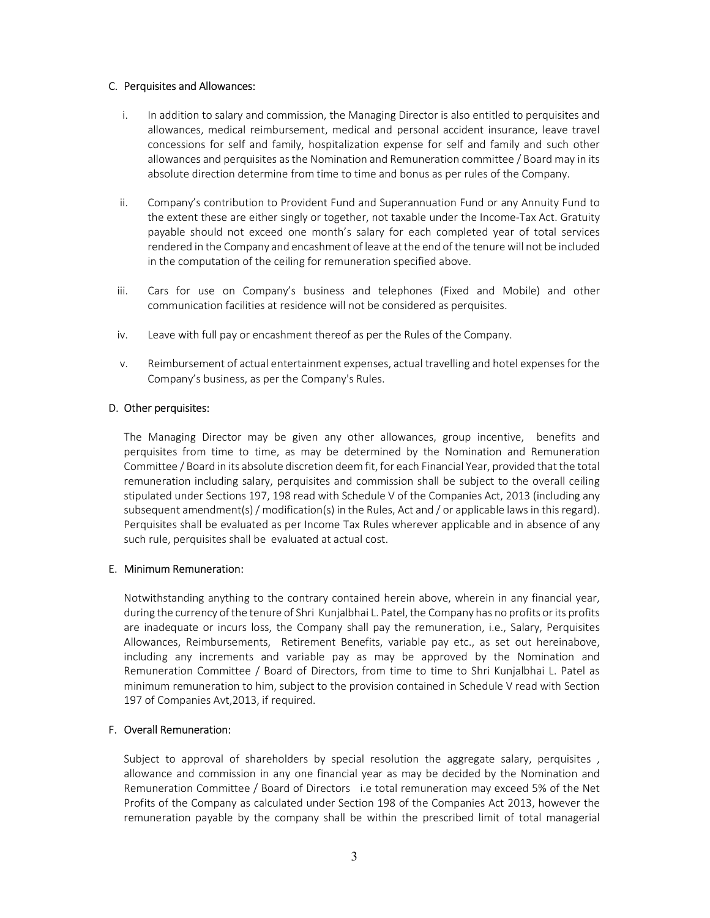### C. Perquisites and Allowances:

i. In addition to salary and commission, the Managing Director is also entitled to perquisites and allowances, medical reimbursement, medical and personal accident insurance, leave travel concessions for self and family, hospitalization expense for self and family and such other allowances and perquisites as the Nomination and Remuneration committee / Board may in its absolute direction determine from time to time and bonus as per rules of the Company.

ii. Company's contribution to Provident Fund and Superannuation Fund or any Annuity Fund to the extent these are either singly or together, not taxable under the Income-Tax Act. Gratuity payable should not exceed one month's salary for each completed year of total services rendered in the Company and encashment of leave at the end of the tenure will not be included in the computation of the ceiling for remuneration specified above.

iii. Cars for use on Company's business and telephones (Fixed and Mobile) and other communication facilities at residence will not be considered as perquisites.

iv. Leave with full pay or encashment thereof as per the Rules of the Company.

v. Reimbursement of actual entertainment expenses, actual travelling and hotel expenses for the Company's business, as per the Company's Rules.

### D. Other perquisites:

The Managing Director may be given any other allowances, group incentive, benefits and perquisites from time to time, as may be determined by the Nomination and Remuneration Committee / Board in its absolute discretion deem fit, for each Financial Year, provided that the total remuneration including salary, perquisites and commission shall be subject to the overall ceiling stipulated under Sections 197, 198 read with Schedule V of the Companies Act, 2013 (including any subsequent amendment(s) / modification(s) in the Rules, Act and / or applicable laws in this regard). Perquisites shall be evaluated as per Income Tax Rules wherever applicable and in absence of any such rule, perquisites shall be evaluated at actual cost.

### E. Minimum Remuneration:

Notwithstanding anything to the contrary contained herein above, wherein in any financial year, during the currency of the tenure of Shri Kunjalbhai L. Patel, the Company has no profits or its profits are inadequate or incurs loss, the Company shall pay the remuneration, i.e., Salary, Perquisites Allowances, Reimbursements, Retirement Benefits, variable pay etc., as set out hereinabove, including any increments and variable pay as may be approved by the Nomination and Remuneration Committee / Board of Directors, from time to time to Shri Kunjalbhai L. Patel as minimum remuneration to him, subject to the provision contained in Schedule V read with Section 197 of Companies Avt,2013, if required.

### F. Overall Remuneration:

Subject to approval of shareholders by special resolution the aggregate salary, perquisites , allowance and commission in any one financial year as may be decided by the Nomination and Remuneration Committee / Board of Directors i.e total remuneration may exceed 5% of the Net Profits of the Company as calculated under Section 198 of the Companies Act 2013, however the remuneration payable by the company shall be within the prescribed limit of total managerial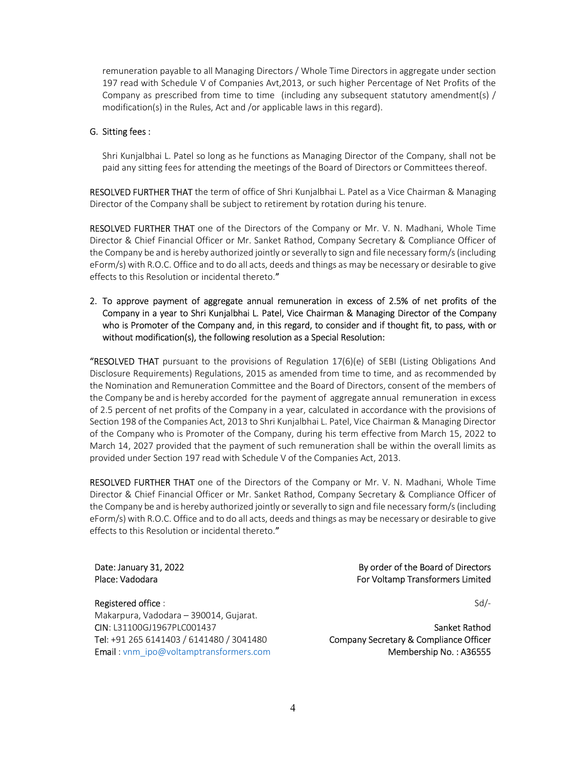remuneration payable to all Managing Directors / Whole Time Directors in aggregate under section 197 read with Schedule V of Companies Avt,2013, or such higher Percentage of Net Profits of the Company as prescribed from time to time (including any subsequent statutory amendment(s) / modification(s) in the Rules, Act and /or applicable laws in this regard).

G. Sitting fees :

Shri Kunjalbhai L. Patel so long as he functions as Managing Director of the Company, shall not be paid any sitting fees for attending the meetings of the Board of Directors or Committees thereof.

RESOLVED FURTHER THAT the term of office of Shri Kunjalbhai L. Patel as a Vice Chairman & Managing Director of the Company shall be subject to retirement by rotation during his tenure.

RESOLVED FURTHER THAT one of the Directors of the Company or Mr. V. N. Madhani, Whole Time Director & Chief Financial Officer or Mr. Sanket Rathod, Company Secretary & Compliance Officer of the Company be and is hereby authorized jointly or severally to sign and file necessary form/s (including eForm/s) with R.O.C. Office and to do all acts, deeds and things as may be necessary or desirable to give effects to this Resolution or incidental thereto."

2. To approve payment of aggregate annual remuneration in excess of 2.5% of net profits of the Company in a year to Shri Kunjalbhai L. Patel, Vice Chairman & Managing Director of the Company who is Promoter of the Company and, in this regard, to consider and if thought fit, to pass, with or without modification(s), the following resolution as a Special Resolution:

"RESOLVED THAT pursuant to the provisions of Regulation 17(6)(e) of SEBI (Listing Obligations And Disclosure Requirements) Regulations, 2015 as amended from time to time, and as recommended by the Nomination and Remuneration Committee and the Board of Directors, consent of the members of the Company be and is hereby accorded for the payment of aggregate annual remuneration in excess of 2.5 percent of net profits of the Company in a year, calculated in accordance with the provisions of Section 198 of the Companies Act, 2013 to Shri Kunjalbhai L. Patel, Vice Chairman & Managing Director of the Company who is Promoter of the Company, during his term effective from March 15, 2022 to March 14, 2027 provided that the payment of such remuneration shall be within the overall limits as provided under Section 197 read with Schedule V of the Companies Act, 2013.

RESOLVED FURTHER THAT one of the Directors of the Company or Mr. V. N. Madhani, Whole Time Director & Chief Financial Officer or Mr. Sanket Rathod, Company Secretary & Compliance Officer of the Company be and is hereby authorized jointly or severally to sign and file necessary form/s (including eForm/s) with R.O.C. Office and to do all acts, deeds and things as may be necessary or desirable to give effects to this Resolution or incidental thereto."

Date: January 31, 2022
Place: Vadodara

By order of the Board of Directors
For Voltamp Transformers Limited

Sd/-

Sanket Rathod
Company Secretary & Compliance Officer
Membership No. : A36555

Registered office :
Makarpura, Vadodara – 390014, Gujarat.
CIN: L31100GJ1967PLC001437
Tel: +91 265 6141403 / 6141480 / 3041480
Email : vnm_ipo@voltamptransformers.com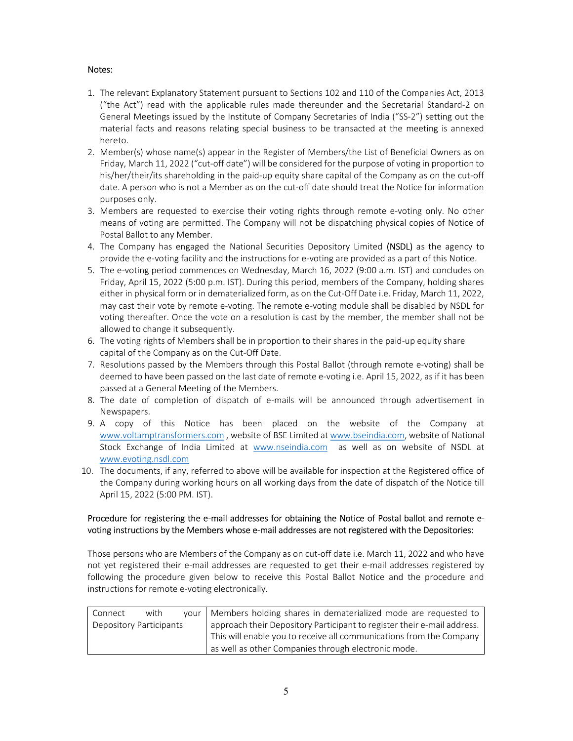Notes:

1. The relevant Explanatory Statement pursuant to Sections 102 and 110 of the Companies Act, 2013 ("the Act") read with the applicable rules made thereunder and the Secretarial Standard-2 on General Meetings issued by the Institute of Company Secretaries of India ("SS-2") setting out the material facts and reasons relating special business to be transacted at the meeting is annexed hereto.
2. Member(s) whose name(s) appear in the Register of Members/the List of Beneficial Owners as on Friday, March 11, 2022 ("cut-off date") will be considered for the purpose of voting in proportion to his/her/their/its shareholding in the paid-up equity share capital of the Company as on the cut-off date. A person who is not a Member as on the cut-off date should treat the Notice for information purposes only.
3. Members are requested to exercise their voting rights through remote e-voting only. No other means of voting are permitted. The Company will not be dispatching physical copies of Notice of Postal Ballot to any Member.
4. The Company has engaged the National Securities Depository Limited (NSDL) as the agency to provide the e-voting facility and the instructions for e-voting are provided as a part of this Notice.
5. The e-voting period commences on Wednesday, March 16, 2022 (9:00 a.m. IST) and concludes on Friday, April 15, 2022 (5:00 p.m. IST). During this period, members of the Company, holding shares either in physical form or in dematerialized form, as on the Cut-Off Date i.e. Friday, March 11, 2022, may cast their vote by remote e-voting. The remote e-voting module shall be disabled by NSDL for voting thereafter. Once the vote on a resolution is cast by the member, the member shall not be allowed to change it subsequently.
6. The voting rights of Members shall be in proportion to their shares in the paid-up equity share capital of the Company as on the Cut-Off Date.
7. Resolutions passed by the Members through this Postal Ballot (through remote e-voting) shall be deemed to have been passed on the last date of remote e-voting i.e. April 15, 2022, as if it has been passed at a General Meeting of the Members.
8. The date of completion of dispatch of e-mails will be announced through advertisement in Newspapers.
9. A copy of this Notice has been placed on the website of the Company at www.voltamptransformers.com , website of BSE Limited at www.bseindia.com, website of National Stock Exchange of India Limited at www.nseindia.com as well as on website of NSDL at www.evoting.nsdl.com
10. The documents, if any, referred to above will be available for inspection at the Registered office of the Company during working hours on all working days from the date of dispatch of the Notice till April 15, 2022 (5:00 PM. IST).

Procedure for registering the e-mail addresses for obtaining the Notice of Postal ballot and remote e-voting instructions by the Members whose e-mail addresses are not registered with the Depositories:

Those persons who are Members of the Company as on cut-off date i.e. March 11, 2022 and who have not yet registered their e-mail addresses are requested to get their e-mail addresses registered by following the procedure given below to receive this Postal Ballot Notice and the procedure and instructions for remote e-voting electronically.

| Connect with your Depository Participants | Members holding shares in dematerialized mode are requested to approach their Depository Participant to register their e-mail address. This will enable you to receive all communications from the Company as well as other Companies through electronic mode. |
|---|---|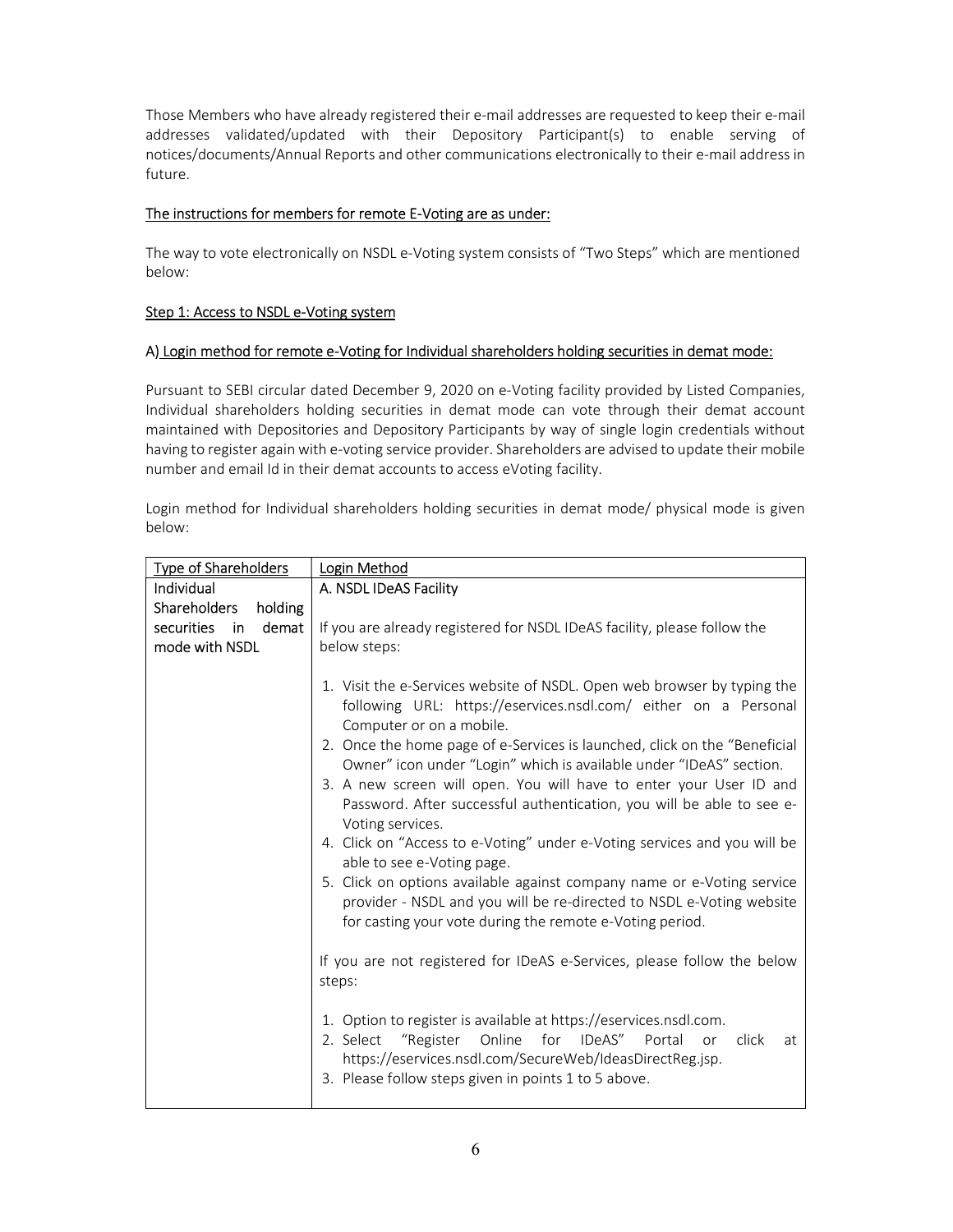Those Members who have already registered their e-mail addresses are requested to keep their e-mail addresses validated/updated with their Depository Participant(s) to enable serving of notices/documents/Annual Reports and other communications electronically to their e-mail address in future.

<u>The instructions for members for remote E-Voting are as under:</u>

The way to vote electronically on NSDL e-Voting system consists of "Two Steps" which are mentioned below:

<u>Step 1: Access to NSDL e-Voting system</u>

<u>A) Login method for remote e-Voting for Individual shareholders holding securities in demat mode:</u>

Pursuant to SEBI circular dated December 9, 2020 on e-Voting facility provided by Listed Companies, Individual shareholders holding securities in demat mode can vote through their demat account maintained with Depositories and Depository Participants by way of single login credentials without having to register again with e-voting service provider. Shareholders are advised to update their mobile number and email Id in their demat accounts to access eVoting facility.

Login method for Individual shareholders holding securities in demat mode/ physical mode is given below:

| Type of Shareholders | Login Method |
|---|---|
| Individual Shareholders holding securities in demat mode with NSDL | A. NSDL IDeAS Facility<br><br>If you are already registered for NSDL IDeAS facility, please follow the below steps:<br><br>1. Visit the e-Services website of NSDL. Open web browser by typing the following URL: https://eservices.nsdl.com/ either on a Personal Computer or on a mobile.<br>2. Once the home page of e-Services is launched, click on the "Beneficial Owner" icon under "Login" which is available under "IDeAS" section.<br>3. A new screen will open. You will have to enter your User ID and Password. After successful authentication, you will be able to see e-Voting services.<br>4. Click on "Access to e-Voting" under e-Voting services and you will be able to see e-Voting page.<br>5. Click on options available against company name or e-Voting service provider - NSDL and you will be re-directed to NSDL e-Voting website for casting your vote during the remote e-Voting period.<br><br>If you are not registered for IDeAS e-Services, please follow the below steps:<br><br>1. Option to register is available at https://eservices.nsdl.com.<br>2. Select "Register Online for IDeAS" Portal or click at https://eservices.nsdl.com/SecureWeb/IdeasDirectReg.jsp.<br>3. Please follow steps given in points 1 to 5 above. |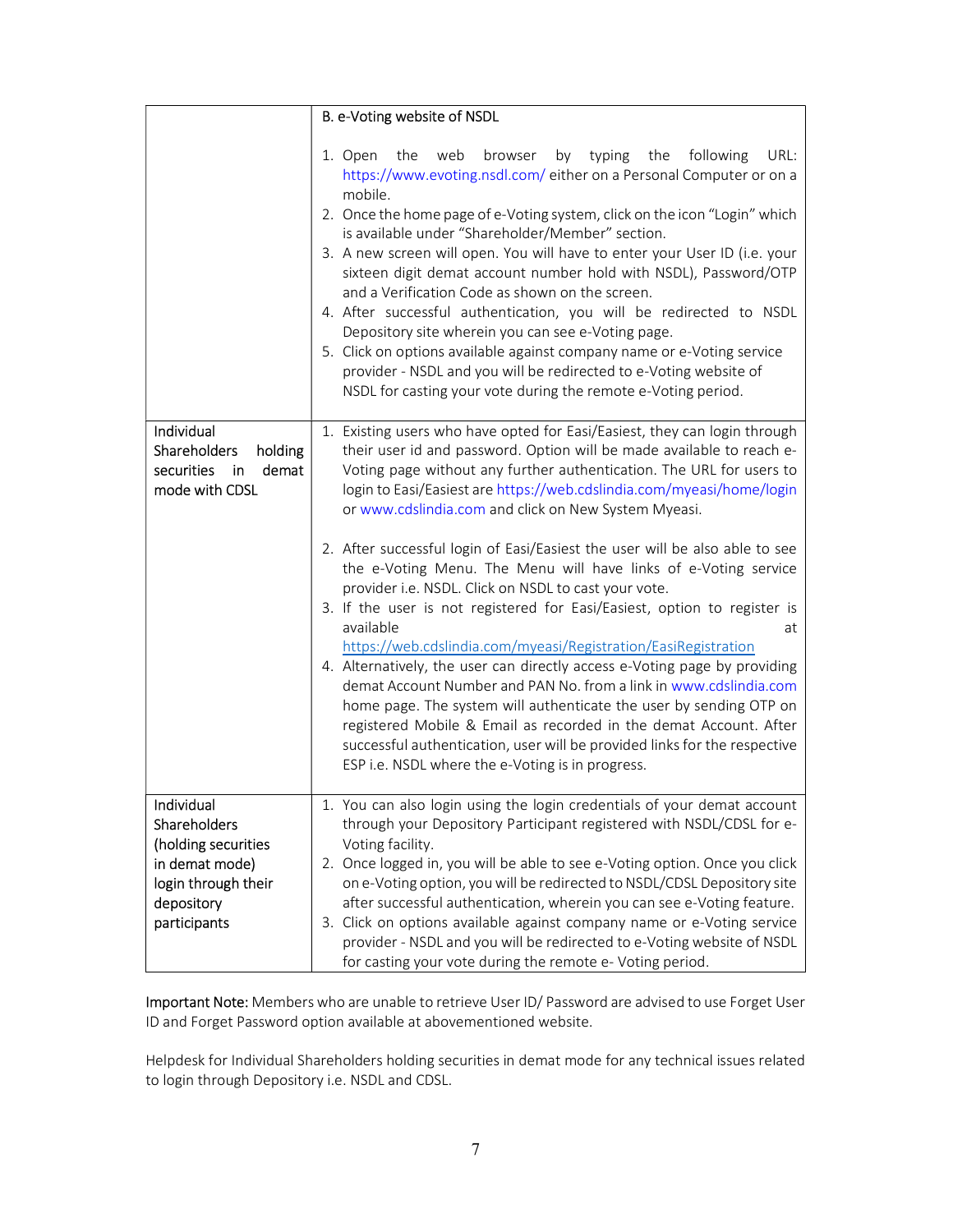| | |
|---|---|
| | B. e-Voting website of NSDL<br><br>1. Open the web browser by typing the following URL: https://www.evoting.nsdl.com/ either on a Personal Computer or on a mobile.<br>2. Once the home page of e-Voting system, click on the icon "Login" which is available under "Shareholder/Member" section.<br>3. A new screen will open. You will have to enter your User ID (i.e. your sixteen digit demat account number hold with NSDL), Password/OTP and a Verification Code as shown on the screen.<br>4. After successful authentication, you will be redirected to NSDL Depository site wherein you can see e-Voting page.<br>5. Click on options available against company name or e-Voting service provider - NSDL and you will be redirected to e-Voting website of NSDL for casting your vote during the remote e-Voting period. |
| Individual Shareholders holding securities in demat mode with CDSL | 1. Existing users who have opted for Easi/Easiest, they can login through their user id and password. Option will be made available to reach e-Voting page without any further authentication. The URL for users to login to Easi/Easiest are https://web.cdslindia.com/myeasi/home/login or www.cdslindia.com and click on New System Myeasi.<br><br>2. After successful login of Easi/Easiest the user will be also able to see the e-Voting Menu. The Menu will have links of e-Voting service provider i.e. NSDL. Click on NSDL to cast your vote.<br>3. If the user is not registered for Easi/Easiest, option to register is available at https://web.cdslindia.com/myeasi/Registration/EasiRegistration<br>4. Alternatively, the user can directly access e-Voting page by providing demat Account Number and PAN No. from a link in www.cdslindia.com home page. The system will authenticate the user by sending OTP on registered Mobile & Email as recorded in the demat Account. After successful authentication, user will be provided links for the respective ESP i.e. NSDL where the e-Voting is in progress. |
| Individual Shareholders (holding securities in demat mode) login through their depository participants | 1. You can also login using the login credentials of your demat account through your Depository Participant registered with NSDL/CDSL for e-Voting facility.<br>2. Once logged in, you will be able to see e-Voting option. Once you click on e-Voting option, you will be redirected to NSDL/CDSL Depository site after successful authentication, wherein you can see e-Voting feature.<br>3. Click on options available against company name or e-Voting service provider - NSDL and you will be redirected to e-Voting website of NSDL for casting your vote during the remote e- Voting period. |

Important Note: Members who are unable to retrieve User ID/ Password are advised to use Forget User ID and Forget Password option available at abovementioned website.

Helpdesk for Individual Shareholders holding securities in demat mode for any technical issues related to login through Depository i.e. NSDL and CDSL.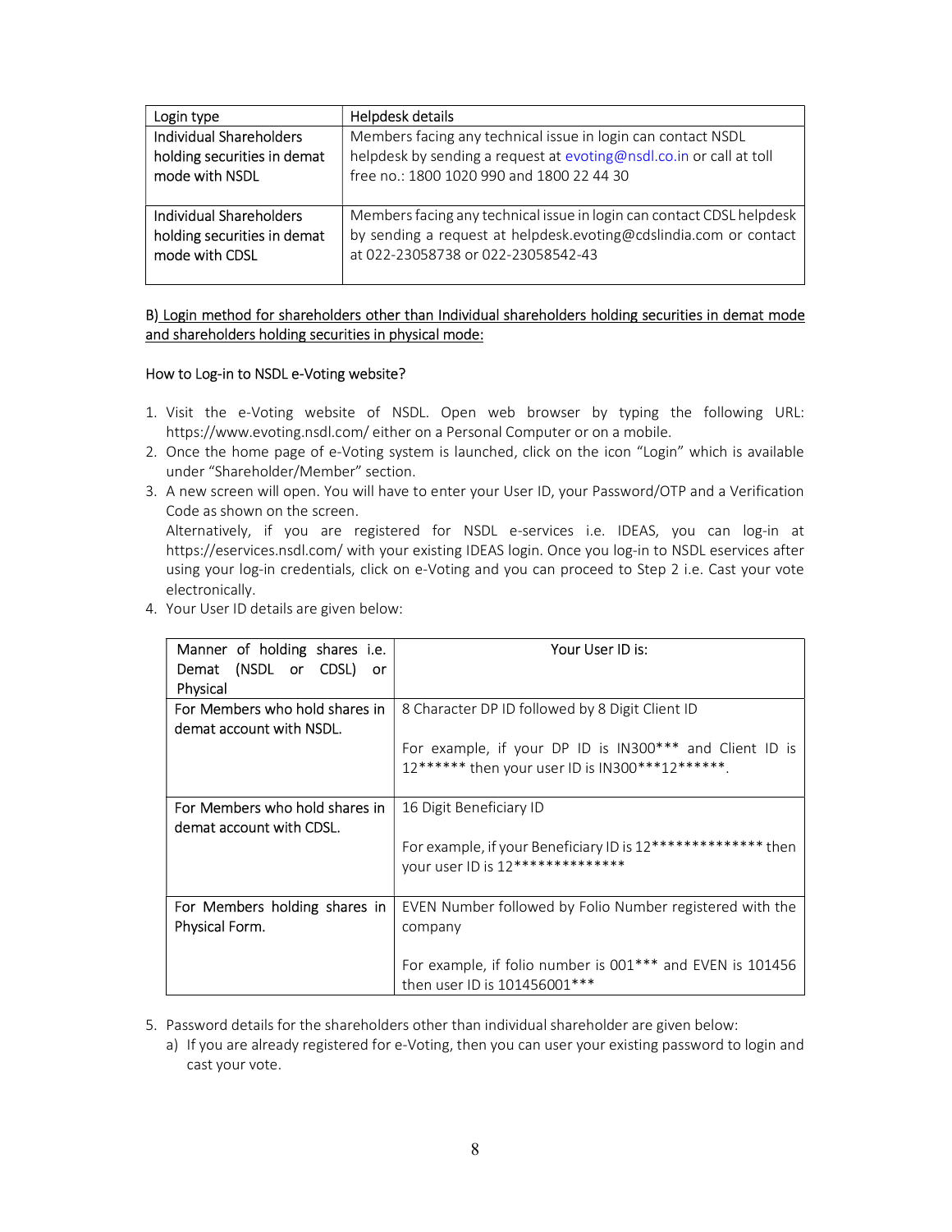| Login type | Helpdesk details |
|---|---|
| Individual Shareholders holding securities in demat mode with NSDL | Members facing any technical issue in login can contact NSDL helpdesk by sending a request at evoting@nsdl.co.in or call at toll free no.: 1800 1020 990 and 1800 22 44 30 |
| Individual Shareholders holding securities in demat mode with CDSL | Members facing any technical issue in login can contact CDSL helpdesk by sending a request at helpdesk.evoting@cdslindia.com or contact at 022-23058738 or 022-23058542-43 |

B) Login method for shareholders other than Individual shareholders holding securities in demat mode and shareholders holding securities in physical mode:

How to Log-in to NSDL e-Voting website?

1. Visit the e-Voting website of NSDL. Open web browser by typing the following URL: https://www.evoting.nsdl.com/ either on a Personal Computer or on a mobile.
2. Once the home page of e-Voting system is launched, click on the icon "Login" which is available under "Shareholder/Member" section.
3. A new screen will open. You will have to enter your User ID, your Password/OTP and a Verification Code as shown on the screen.
   Alternatively, if you are registered for NSDL e-services i.e. IDEAS, you can log-in at https://eservices.nsdl.com/ with your existing IDEAS login. Once you log-in to NSDL eservices after using your log-in credentials, click on e-Voting and you can proceed to Step 2 i.e. Cast your vote electronically.
4. Your User ID details are given below:

| Manner of holding shares i.e. Demat (NSDL or CDSL) or Physical | Your User ID is: |
|---|---|
| For Members who hold shares in demat account with NSDL. | 8 Character DP ID followed by 8 Digit Client ID<br><br>For example, if your DP ID is IN300*** and Client ID is 12****** then your user ID is IN300***12******. |
| For Members who hold shares in demat account with CDSL. | 16 Digit Beneficiary ID<br><br>For example, if your Beneficiary ID is 12************** then your user ID is 12************** |
| For Members holding shares in Physical Form. | EVEN Number followed by Folio Number registered with the company<br><br>For example, if folio number is 001*** and EVEN is 101456 then user ID is 101456001*** |

5. Password details for the shareholders other than individual shareholder are given below:
   a) If you are already registered for e-Voting, then you can user your existing password to login and cast your vote.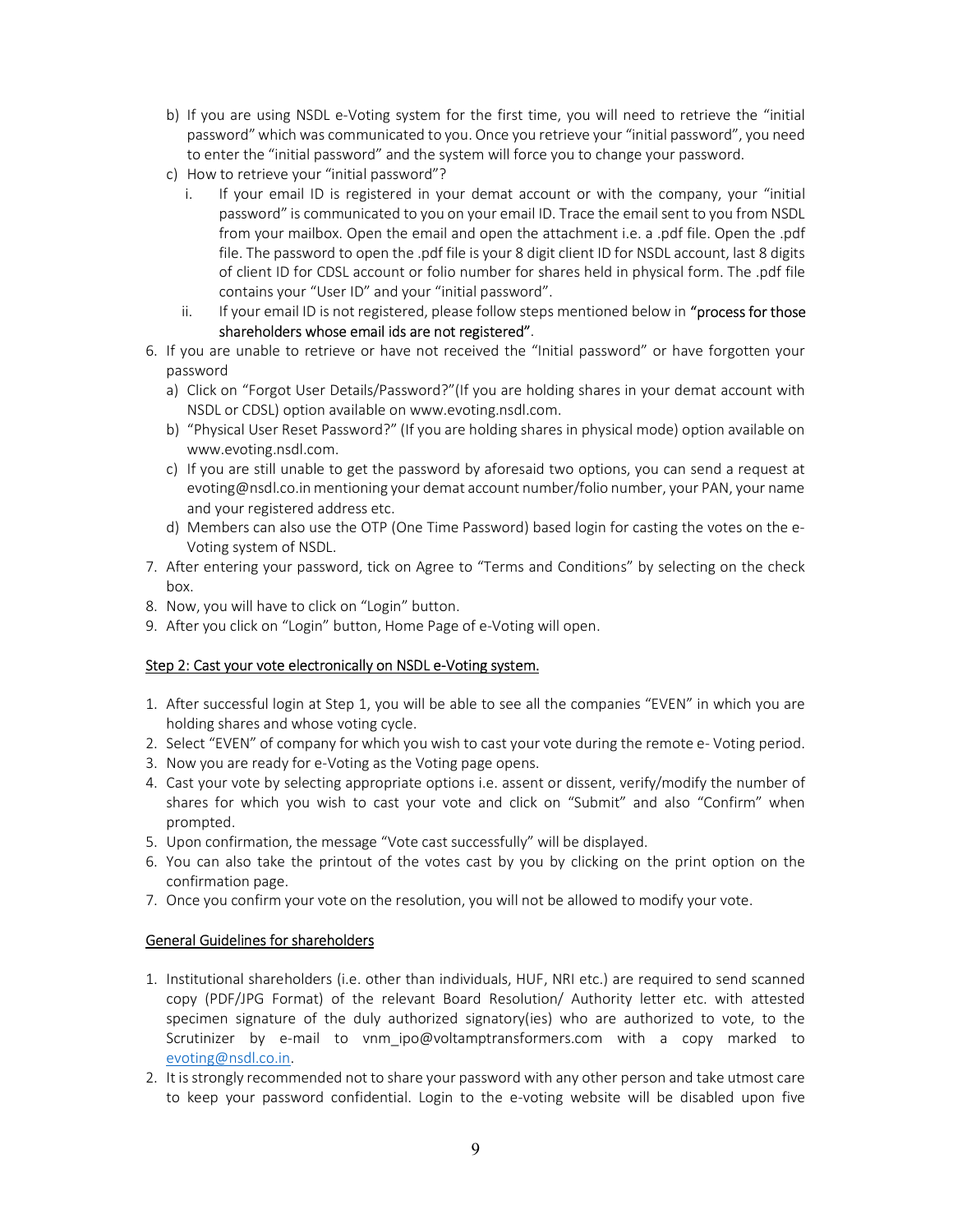b) If you are using NSDL e-Voting system for the first time, you will need to retrieve the "initial password" which was communicated to you. Once you retrieve your "initial password", you need to enter the "initial password" and the system will force you to change your password.

c) How to retrieve your "initial password"?

   i. If your email ID is registered in your demat account or with the company, your "initial password" is communicated to you on your email ID. Trace the email sent to you from NSDL from your mailbox. Open the email and open the attachment i.e. a .pdf file. Open the .pdf file. The password to open the .pdf file is your 8 digit client ID for NSDL account, last 8 digits of client ID for CDSL account or folio number for shares held in physical form. The .pdf file contains your "User ID" and your "initial password".

   ii. If your email ID is not registered, please follow steps mentioned below in **"process for those shareholders whose email ids are not registered"**.

6. If you are unable to retrieve or have not received the "Initial password" or have forgotten your password

   a) Click on "Forgot User Details/Password?"(If you are holding shares in your demat account with NSDL or CDSL) option available on www.evoting.nsdl.com.

   b) "Physical User Reset Password?" (If you are holding shares in physical mode) option available on www.evoting.nsdl.com.

   c) If you are still unable to get the password by aforesaid two options, you can send a request at evoting@nsdl.co.in mentioning your demat account number/folio number, your PAN, your name and your registered address etc.

   d) Members can also use the OTP (One Time Password) based login for casting the votes on the e-Voting system of NSDL.

7. After entering your password, tick on Agree to "Terms and Conditions" by selecting on the check box.
8. Now, you will have to click on "Login" button.
9. After you click on "Login" button, Home Page of e-Voting will open.

<u>Step 2: Cast your vote electronically on NSDL e-Voting system.</u>

1. After successful login at Step 1, you will be able to see all the companies "EVEN" in which you are holding shares and whose voting cycle.
2. Select "EVEN" of company for which you wish to cast your vote during the remote e- Voting period.
3. Now you are ready for e-Voting as the Voting page opens.
4. Cast your vote by selecting appropriate options i.e. assent or dissent, verify/modify the number of shares for which you wish to cast your vote and click on "Submit" and also "Confirm" when prompted.
5. Upon confirmation, the message "Vote cast successfully" will be displayed.
6. You can also take the printout of the votes cast by you by clicking on the print option on the confirmation page.
7. Once you confirm your vote on the resolution, you will not be allowed to modify your vote.

<u>General Guidelines for shareholders</u>

1. Institutional shareholders (i.e. other than individuals, HUF, NRI etc.) are required to send scanned copy (PDF/JPG Format) of the relevant Board Resolution/ Authority letter etc. with attested specimen signature of the duly authorized signatory(ies) who are authorized to vote, to the Scrutinizer by e-mail to vnm_ipo@voltamptransformers.com with a copy marked to evoting@nsdl.co.in.
2. It is strongly recommended not to share your password with any other person and take utmost care to keep your password confidential. Login to the e-voting website will be disabled upon five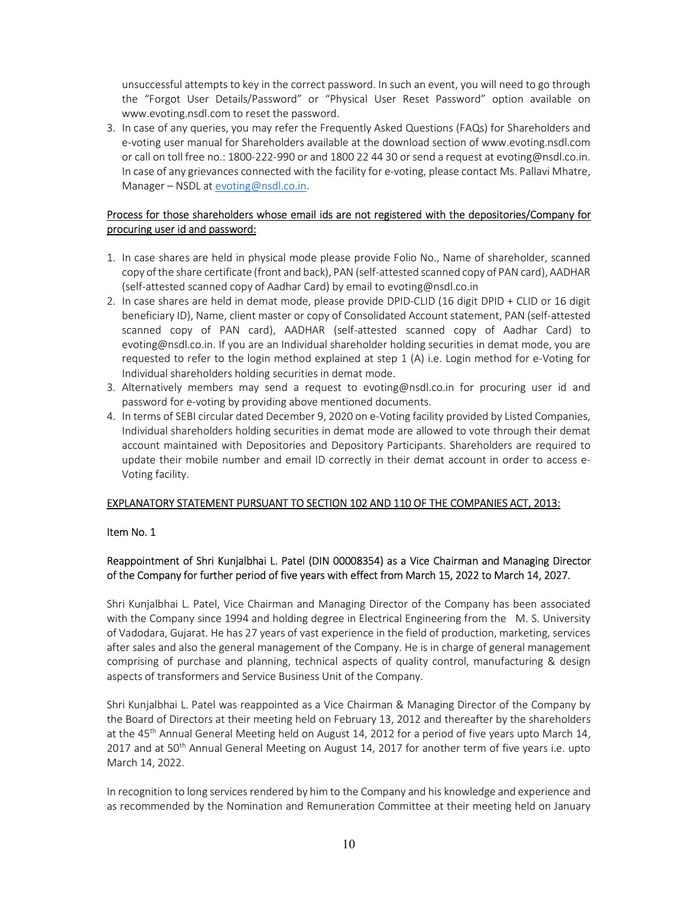unsuccessful attempts to key in the correct password. In such an event, you will need to go through the "Forgot User Details/Password" or "Physical User Reset Password" option available on www.evoting.nsdl.com to reset the password.

3. In case of any queries, you may refer the Frequently Asked Questions (FAQs) for Shareholders and e-voting user manual for Shareholders available at the download section of www.evoting.nsdl.com or call on toll free no.: 1800-222-990 or and 1800 22 44 30 or send a request at evoting@nsdl.co.in. In case of any grievances connected with the facility for e-voting, please contact Ms. Pallavi Mhatre, Manager – NSDL at evoting@nsdl.co.in.

Process for those shareholders whose email ids are not registered with the depositories/Company for procuring user id and password:

1. In case shares are held in physical mode please provide Folio No., Name of shareholder, scanned copy of the share certificate (front and back), PAN (self-attested scanned copy of PAN card), AADHAR (self-attested scanned copy of Aadhar Card) by email to evoting@nsdl.co.in
2. In case shares are held in demat mode, please provide DPID-CLID (16 digit DPID + CLID or 16 digit beneficiary ID), Name, client master or copy of Consolidated Account statement, PAN (self-attested scanned copy of PAN card), AADHAR (self-attested scanned copy of Aadhar Card) to evoting@nsdl.co.in. If you are an Individual shareholder holding securities in demat mode, you are requested to refer to the login method explained at step 1 (A) i.e. Login method for e-Voting for Individual shareholders holding securities in demat mode.
3. Alternatively members may send a request to evoting@nsdl.co.in for procuring user id and password for e-voting by providing above mentioned documents.
4. In terms of SEBI circular dated December 9, 2020 on e-Voting facility provided by Listed Companies, Individual shareholders holding securities in demat mode are allowed to vote through their demat account maintained with Depositories and Depository Participants. Shareholders are required to update their mobile number and email ID correctly in their demat account in order to access e-Voting facility.

## EXPLANATORY STATEMENT PURSUANT TO SECTION 102 AND 110 OF THE COMPANIES ACT, 2013:

Item No. 1

### Reappointment of Shri Kunjalbhai L. Patel (DIN 00008354) as a Vice Chairman and Managing Director of the Company for further period of five years with effect from March 15, 2022 to March 14, 2027.

Shri Kunjalbhai L. Patel, Vice Chairman and Managing Director of the Company has been associated with the Company since 1994 and holding degree in Electrical Engineering from the M. S. University of Vadodara, Gujarat. He has 27 years of vast experience in the field of production, marketing, services after sales and also the general management of the Company. He is in charge of general management comprising of purchase and planning, technical aspects of quality control, manufacturing & design aspects of transformers and Service Business Unit of the Company.

Shri Kunjalbhai L. Patel was reappointed as a Vice Chairman & Managing Director of the Company by the Board of Directors at their meeting held on February 13, 2012 and thereafter by the shareholders at the 45th Annual General Meeting held on August 14, 2012 for a period of five years upto March 14, 2017 and at 50th Annual General Meeting on August 14, 2017 for another term of five years i.e. upto March 14, 2022.

In recognition to long services rendered by him to the Company and his knowledge and experience and as recommended by the Nomination and Remuneration Committee at their meeting held on January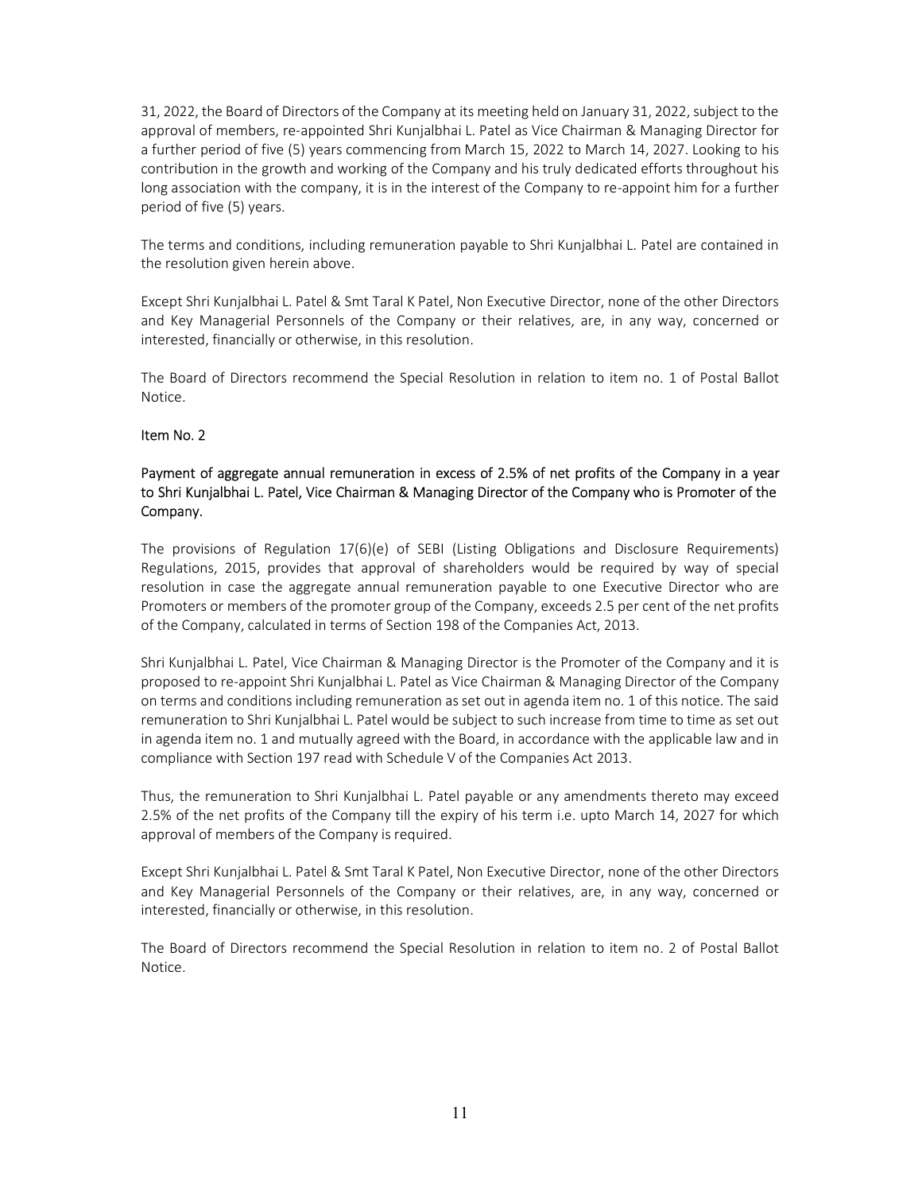31, 2022, the Board of Directors of the Company at its meeting held on January 31, 2022, subject to the approval of members, re-appointed Shri Kunjalbhai L. Patel as Vice Chairman & Managing Director for a further period of five (5) years commencing from March 15, 2022 to March 14, 2027. Looking to his contribution in the growth and working of the Company and his truly dedicated efforts throughout his long association with the company, it is in the interest of the Company to re-appoint him for a further period of five (5) years.

The terms and conditions, including remuneration payable to Shri Kunjalbhai L. Patel are contained in the resolution given herein above.

Except Shri Kunjalbhai L. Patel & Smt Taral K Patel, Non Executive Director, none of the other Directors and Key Managerial Personnels of the Company or their relatives, are, in any way, concerned or interested, financially or otherwise, in this resolution.

The Board of Directors recommend the Special Resolution in relation to item no. 1 of Postal Ballot Notice.

Item No. 2

Payment of aggregate annual remuneration in excess of 2.5% of net profits of the Company in a year to Shri Kunjalbhai L. Patel, Vice Chairman & Managing Director of the Company who is Promoter of the Company.

The provisions of Regulation 17(6)(e) of SEBI (Listing Obligations and Disclosure Requirements) Regulations, 2015, provides that approval of shareholders would be required by way of special resolution in case the aggregate annual remuneration payable to one Executive Director who are Promoters or members of the promoter group of the Company, exceeds 2.5 per cent of the net profits of the Company, calculated in terms of Section 198 of the Companies Act, 2013.

Shri Kunjalbhai L. Patel, Vice Chairman & Managing Director is the Promoter of the Company and it is proposed to re-appoint Shri Kunjalbhai L. Patel as Vice Chairman & Managing Director of the Company on terms and conditions including remuneration as set out in agenda item no. 1 of this notice. The said remuneration to Shri Kunjalbhai L. Patel would be subject to such increase from time to time as set out in agenda item no. 1 and mutually agreed with the Board, in accordance with the applicable law and in compliance with Section 197 read with Schedule V of the Companies Act 2013.

Thus, the remuneration to Shri Kunjalbhai L. Patel payable or any amendments thereto may exceed 2.5% of the net profits of the Company till the expiry of his term i.e. upto March 14, 2027 for which approval of members of the Company is required.

Except Shri Kunjalbhai L. Patel & Smt Taral K Patel, Non Executive Director, none of the other Directors and Key Managerial Personnels of the Company or their relatives, are, in any way, concerned or interested, financially or otherwise, in this resolution.

The Board of Directors recommend the Special Resolution in relation to item no. 2 of Postal Ballot Notice.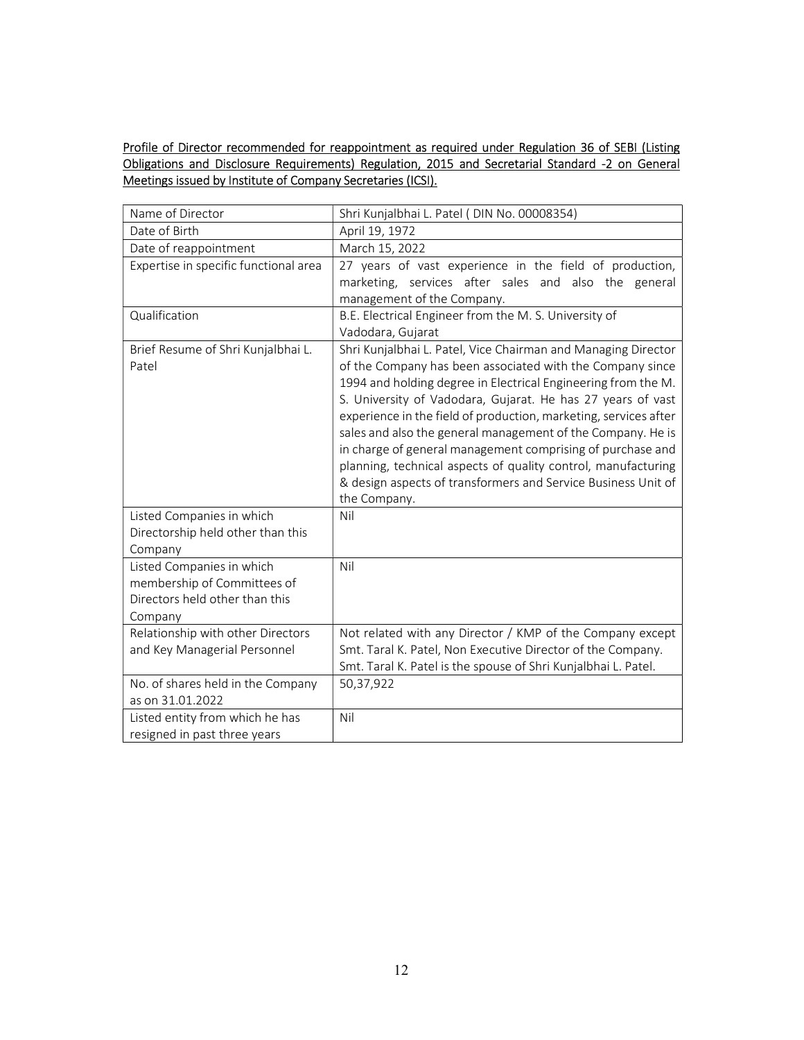<u>Profile of Director recommended for reappointment as required under Regulation 36 of SEBI (Listing Obligations and Disclosure Requirements) Regulation, 2015 and Secretarial Standard -2 on General Meetings issued by Institute of Company Secretaries (ICSI).</u>

| Name of Director | Shri Kunjalbhai L. Patel ( DIN No. 00008354) |
|---|---|
| Date of Birth | April 19, 1972 |
| Date of reappointment | March 15, 2022 |
| Expertise in specific functional area | 27 years of vast experience in the field of production, marketing, services after sales and also the general management of the Company. |
| Qualification | B.E. Electrical Engineer from the M. S. University of Vadodara, Gujarat |
| Brief Resume of Shri Kunjalbhai L. Patel | Shri Kunjalbhai L. Patel, Vice Chairman and Managing Director of the Company has been associated with the Company since 1994 and holding degree in Electrical Engineering from the M. S. University of Vadodara, Gujarat. He has 27 years of vast experience in the field of production, marketing, services after sales and also the general management of the Company. He is in charge of general management comprising of purchase and planning, technical aspects of quality control, manufacturing & design aspects of transformers and Service Business Unit of the Company. |
| Listed Companies in which Directorship held other than this Company | Nil |
| Listed Companies in which membership of Committees of Directors held other than this Company | Nil |
| Relationship with other Directors and Key Managerial Personnel | Not related with any Director / KMP of the Company except Smt. Taral K. Patel, Non Executive Director of the Company. Smt. Taral K. Patel is the spouse of Shri Kunjalbhai L. Patel. |
| No. of shares held in the Company as on 31.01.2022 | 50,37,922 |
| Listed entity from which he has resigned in past three years | Nil |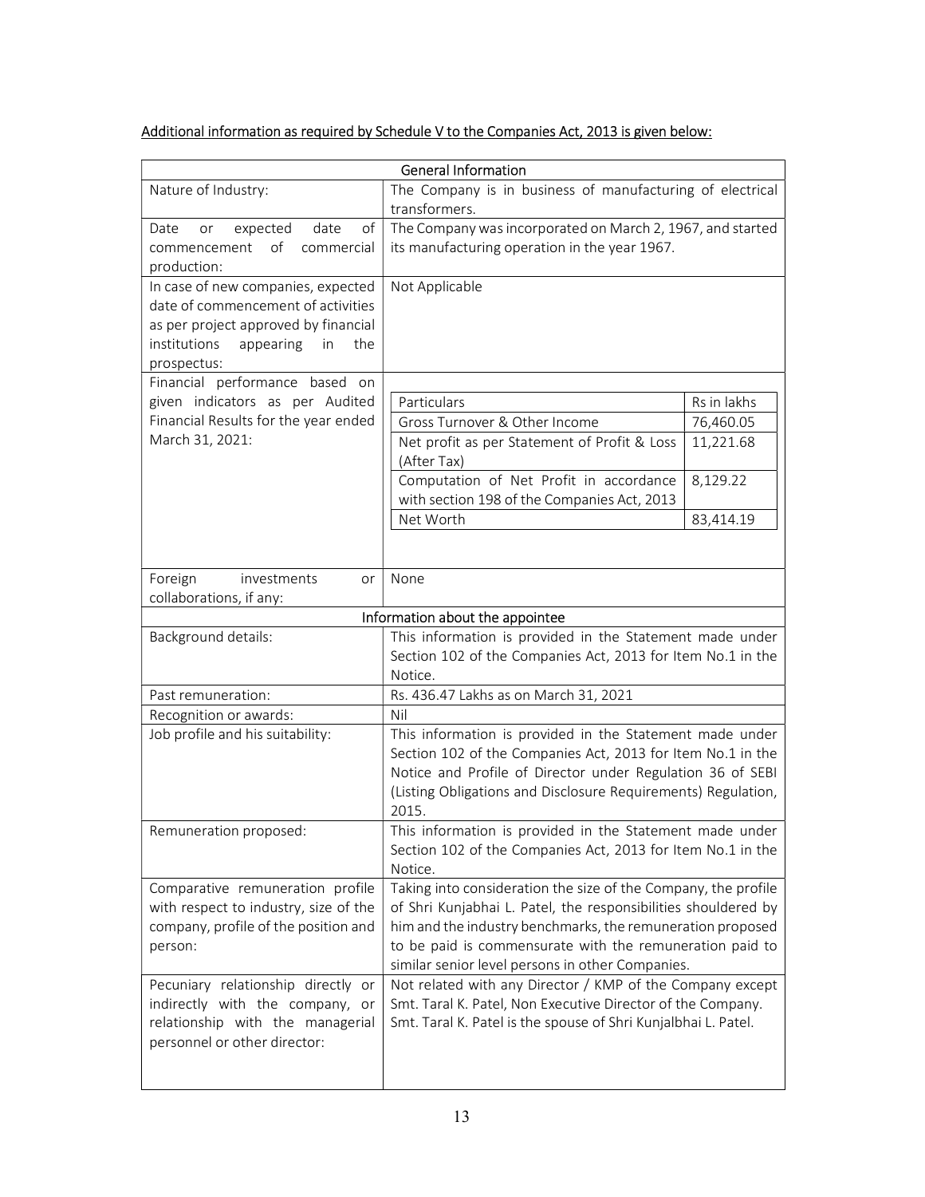<u>Additional information as required by Schedule V to the Companies Act, 2013 is given below:</u>

| General Information | |
|---|---|
| Nature of Industry: | The Company is in business of manufacturing of electrical transformers. |
| Date or expected date of commencement of commercial production: | The Company was incorporated on March 2, 1967, and started its manufacturing operation in the year 1967. |
| In case of new companies, expected date of commencement of activities as per project approved by financial institutions appearing in the prospectus: | Not Applicable |
| Financial performance based on given indicators as per Audited Financial Results for the year ended March 31, 2021: | Particulars — Rs in lakhs<br>Gross Turnover & Other Income — 76,460.05<br>Net profit as per Statement of Profit & Loss (After Tax) — 11,221.68<br>Computation of Net Profit in accordance with section 198 of the Companies Act, 2013 — 8,129.22<br>Net Worth — 83,414.19 |
| Foreign investments or collaborations, if any: | None |
| **Information about the appointee** | |
| Background details: | This information is provided in the Statement made under Section 102 of the Companies Act, 2013 for Item No.1 in the Notice. |
| Past remuneration: | Rs. 436.47 Lakhs as on March 31, 2021 |
| Recognition or awards: | Nil |
| Job profile and his suitability: | This information is provided in the Statement made under Section 102 of the Companies Act, 2013 for Item No.1 in the Notice and Profile of Director under Regulation 36 of SEBI (Listing Obligations and Disclosure Requirements) Regulation, 2015. |
| Remuneration proposed: | This information is provided in the Statement made under Section 102 of the Companies Act, 2013 for Item No.1 in the Notice. |
| Comparative remuneration profile with respect to industry, size of the company, profile of the position and person: | Taking into consideration the size of the Company, the profile of Shri Kunjabhai L. Patel, the responsibilities shouldered by him and the industry benchmarks, the remuneration proposed to be paid is commensurate with the remuneration paid to similar senior level persons in other Companies. |
| Pecuniary relationship directly or indirectly with the company, or relationship with the managerial personnel or other director: | Not related with any Director / KMP of the Company except Smt. Taral K. Patel, Non Executive Director of the Company. Smt. Taral K. Patel is the spouse of Shri Kunjalbhai L. Patel. |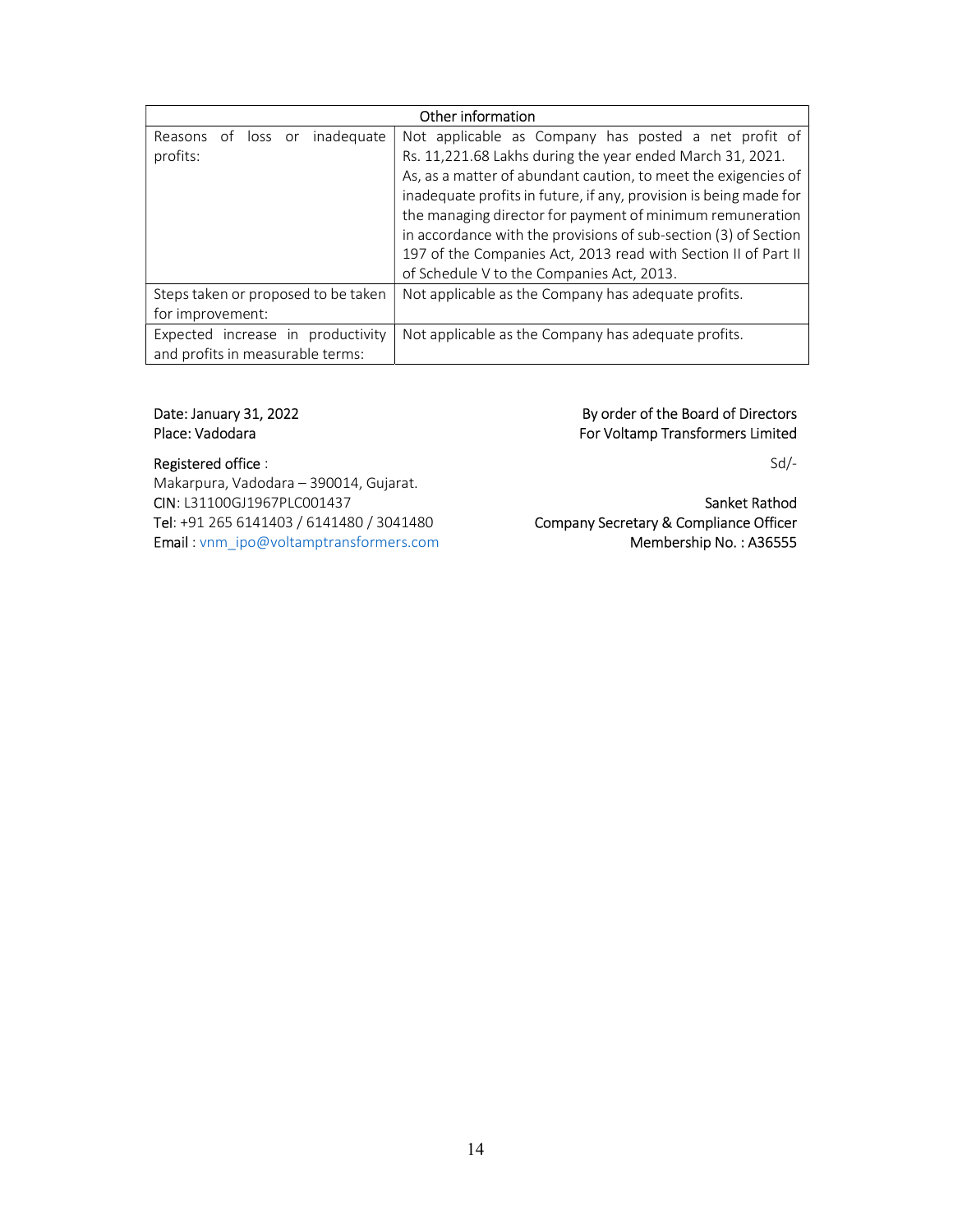| Other information | |
|---|---|
| Reasons of loss or inadequate profits: | Not applicable as Company has posted a net profit of Rs. 11,221.68 Lakhs during the year ended March 31, 2021. As, as a matter of abundant caution, to meet the exigencies of inadequate profits in future, if any, provision is being made for the managing director for payment of minimum remuneration in accordance with the provisions of sub-section (3) of Section 197 of the Companies Act, 2013 read with Section II of Part II of Schedule V to the Companies Act, 2013. |
| Steps taken or proposed to be taken for improvement: | Not applicable as the Company has adequate profits. |
| Expected increase in productivity and profits in measurable terms: | Not applicable as the Company has adequate profits. |

Date: January 31, 2022
Place: Vadodara

Registered office :
Makarpura, Vadodara – 390014, Gujarat.
CIN: L31100GJ1967PLC001437
Tel: +91 265 6141403 / 6141480 / 3041480
Email : vnm_ipo@voltamptransformers.com

By order of the Board of Directors
For Voltamp Transformers Limited

Sd/-

Sanket Rathod
Company Secretary & Compliance Officer
Membership No. : A36555